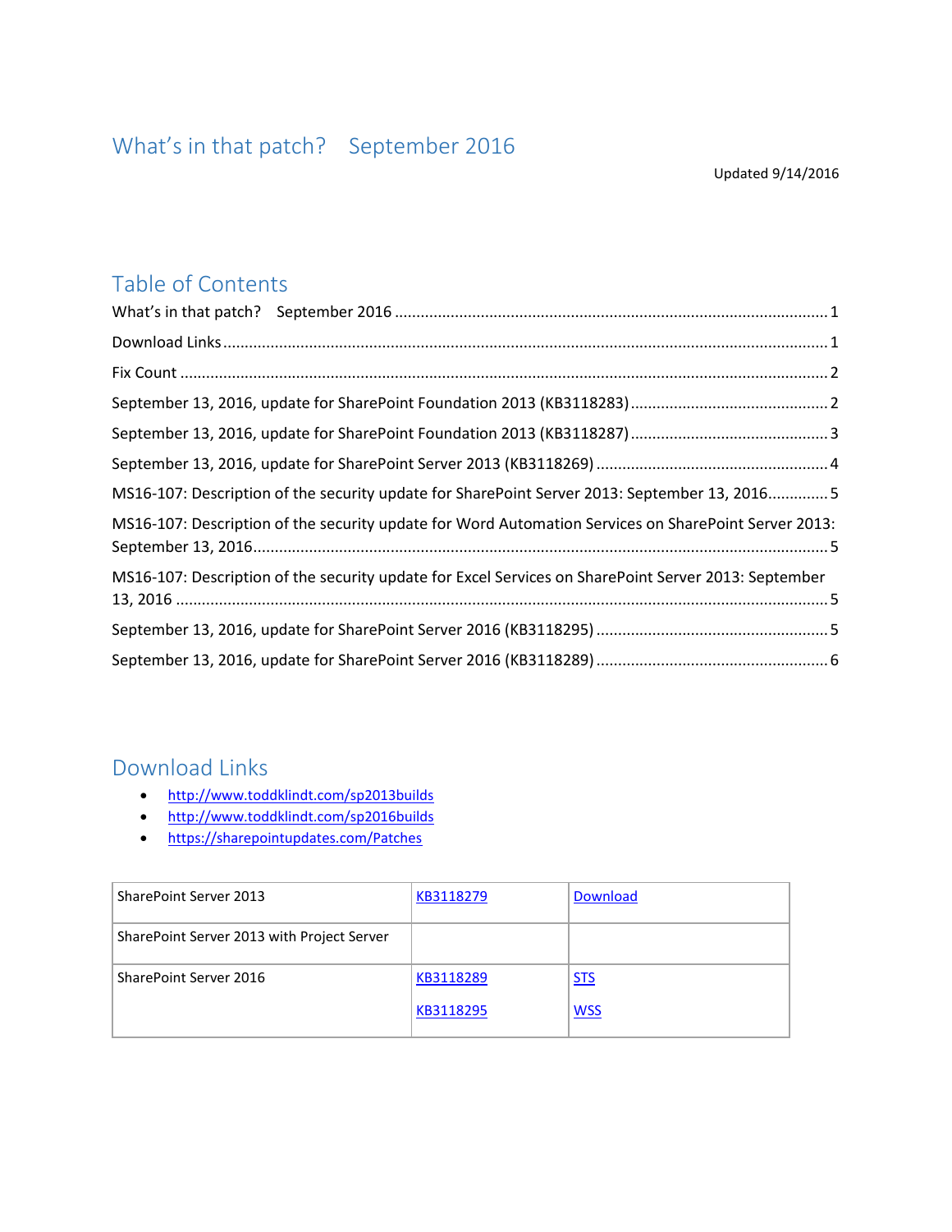# What's in that patch?  September 2016

Updated 9/14/2016

## Table of Contents

What's in that patch?  September 2016 .......... 1

Download Links .......... 1

Fix Count .......... 2

September 13, 2016, update for SharePoint Foundation 2013 (KB3118283) .......... 2

September 13, 2016, update for SharePoint Foundation 2013 (KB3118287) .......... 3

September 13, 2016, update for SharePoint Server 2013 (KB3118269) .......... 4

MS16-107: Description of the security update for SharePoint Server 2013: September 13, 2016 .......... 5

MS16-107: Description of the security update for Word Automation Services on SharePoint Server 2013: September 13, 2016 .......... 5

MS16-107: Description of the security update for Excel Services on SharePoint Server 2013: September 13, 2016 .......... 5

September 13, 2016, update for SharePoint Server 2016 (KB3118295) .......... 5

September 13, 2016, update for SharePoint Server 2016 (KB3118289) .......... 6

## Download Links

- http://www.toddklindt.com/sp2013builds
- http://www.toddklindt.com/sp2016builds
- https://sharepointupdates.com/Patches

| | | |
|---|---|---|
| SharePoint Server 2013 | KB3118279 | Download |
| SharePoint Server 2013 with Project Server | | |
| SharePoint Server 2016 | KB3118289<br>KB3118295 | STS<br>WSS |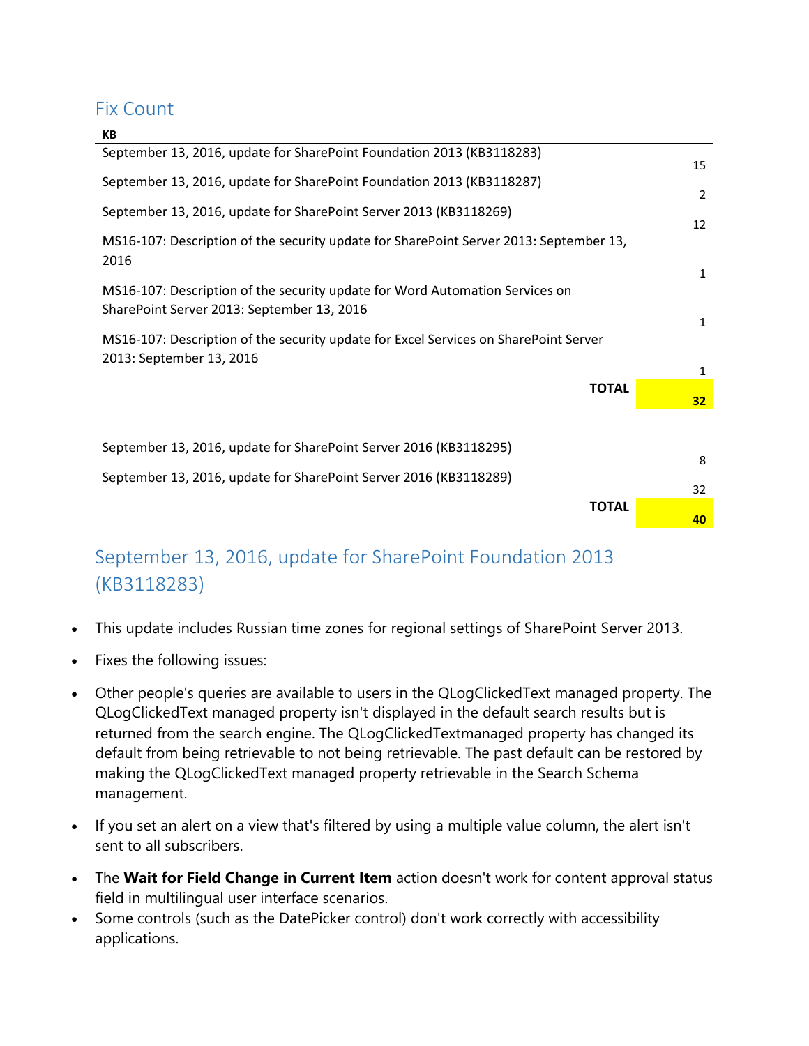## Fix Count

| KB | |
|---|---|
| September 13, 2016, update for SharePoint Foundation 2013 (KB3118283) | 15 |
| September 13, 2016, update for SharePoint Foundation 2013 (KB3118287) | 2 |
| September 13, 2016, update for SharePoint Server 2013 (KB3118269) | 12 |
| MS16-107: Description of the security update for SharePoint Server 2013: September 13, 2016 | 1 |
| MS16-107: Description of the security update for Word Automation Services on SharePoint Server 2013: September 13, 2016 | 1 |
| MS16-107: Description of the security update for Excel Services on SharePoint Server 2013: September 13, 2016 | 1 |
| **TOTAL** | **32** |
| | |
| September 13, 2016, update for SharePoint Server 2016 (KB3118295) | 8 |
| September 13, 2016, update for SharePoint Server 2016 (KB3118289) | 32 |
| **TOTAL** | **40** |

## September 13, 2016, update for SharePoint Foundation 2013 (KB3118283)

- This update includes Russian time zones for regional settings of SharePoint Server 2013.
- Fixes the following issues:
- Other people's queries are available to users in the QLogClickedText managed property. The QLogClickedText managed property isn't displayed in the default search results but is returned from the search engine. The QLogClickedTextmanaged property has changed its default from being retrievable to not being retrievable. The past default can be restored by making the QLogClickedText managed property retrievable in the Search Schema management.
- If you set an alert on a view that's filtered by using a multiple value column, the alert isn't sent to all subscribers.
- The **Wait for Field Change in Current Item** action doesn't work for content approval status field in multilingual user interface scenarios.
- Some controls (such as the DatePicker control) don't work correctly with accessibility applications.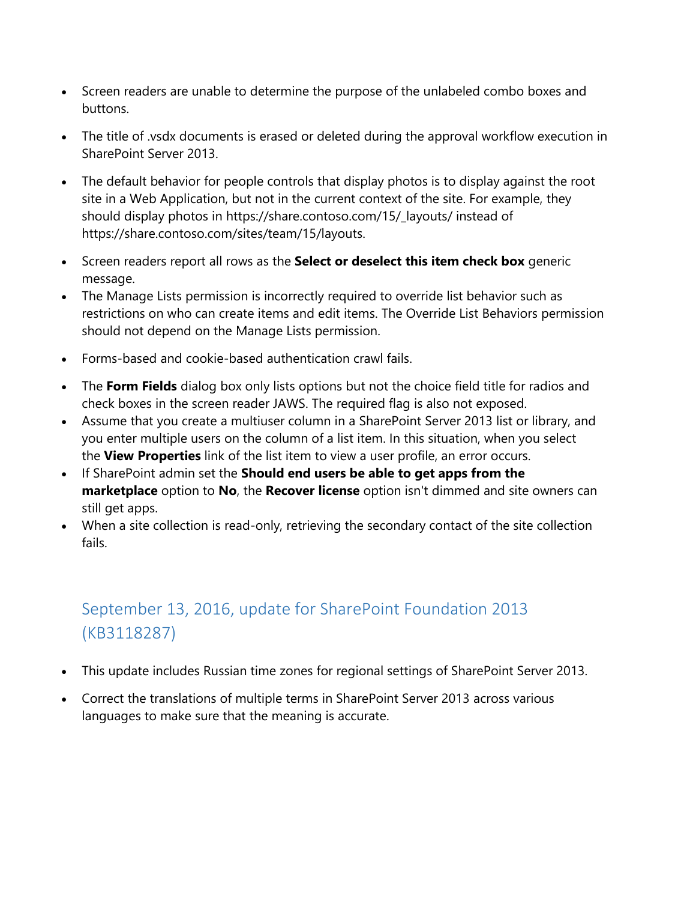- Screen readers are unable to determine the purpose of the unlabeled combo boxes and buttons.
- The title of .vsdx documents is erased or deleted during the approval workflow execution in SharePoint Server 2013.
- The default behavior for people controls that display photos is to display against the root site in a Web Application, but not in the current context of the site. For example, they should display photos in https://share.contoso.com/15/_layouts/ instead of https://share.contoso.com/sites/team/15/layouts.
- Screen readers report all rows as the **Select or deselect this item check box** generic message.
- The Manage Lists permission is incorrectly required to override list behavior such as restrictions on who can create items and edit items. The Override List Behaviors permission should not depend on the Manage Lists permission.
- Forms-based and cookie-based authentication crawl fails.
- The **Form Fields** dialog box only lists options but not the choice field title for radios and check boxes in the screen reader JAWS. The required flag is also not exposed.
- Assume that you create a multiuser column in a SharePoint Server 2013 list or library, and you enter multiple users on the column of a list item. In this situation, when you select the **View Properties** link of the list item to view a user profile, an error occurs.
- If SharePoint admin set the **Should end users be able to get apps from the marketplace** option to **No**, the **Recover license** option isn't dimmed and site owners can still get apps.
- When a site collection is read-only, retrieving the secondary contact of the site collection fails.

## September 13, 2016, update for SharePoint Foundation 2013 (KB3118287)

- This update includes Russian time zones for regional settings of SharePoint Server 2013.
- Correct the translations of multiple terms in SharePoint Server 2013 across various languages to make sure that the meaning is accurate.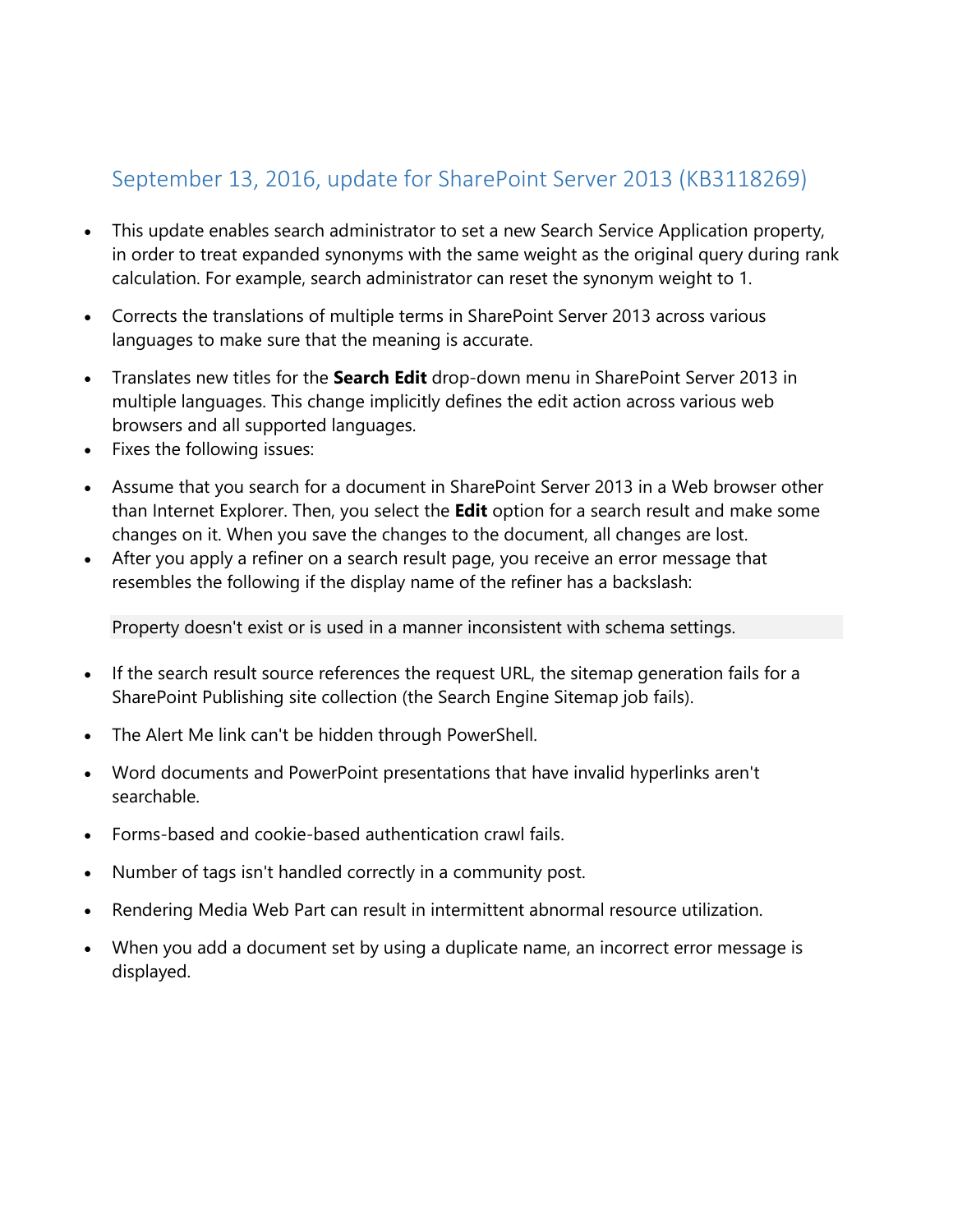## September 13, 2016, update for SharePoint Server 2013 (KB3118269)

- This update enables search administrator to set a new Search Service Application property, in order to treat expanded synonyms with the same weight as the original query during rank calculation. For example, search administrator can reset the synonym weight to 1.
- Corrects the translations of multiple terms in SharePoint Server 2013 across various languages to make sure that the meaning is accurate.
- Translates new titles for the **Search Edit** drop-down menu in SharePoint Server 2013 in multiple languages. This change implicitly defines the edit action across various web browsers and all supported languages.
- Fixes the following issues:
- Assume that you search for a document in SharePoint Server 2013 in a Web browser other than Internet Explorer. Then, you select the **Edit** option for a search result and make some changes on it. When you save the changes to the document, all changes are lost.
- After you apply a refiner on a search result page, you receive an error message that resembles the following if the display name of the refiner has a backslash:

```
Property doesn't exist or is used in a manner inconsistent with schema settings.
```

- If the search result source references the request URL, the sitemap generation fails for a SharePoint Publishing site collection (the Search Engine Sitemap job fails).
- The Alert Me link can't be hidden through PowerShell.
- Word documents and PowerPoint presentations that have invalid hyperlinks aren't searchable.
- Forms-based and cookie-based authentication crawl fails.
- Number of tags isn't handled correctly in a community post.
- Rendering Media Web Part can result in intermittent abnormal resource utilization.
- When you add a document set by using a duplicate name, an incorrect error message is displayed.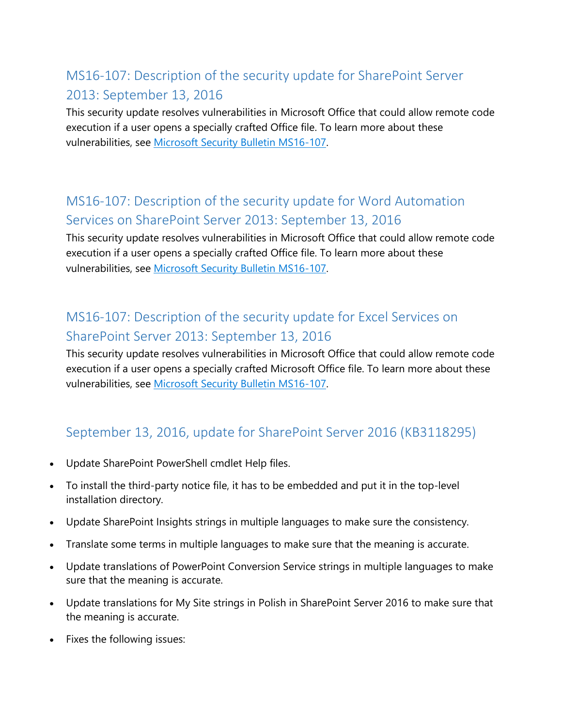## MS16-107: Description of the security update for SharePoint Server 2013: September 13, 2016

This security update resolves vulnerabilities in Microsoft Office that could allow remote code execution if a user opens a specially crafted Office file. To learn more about these vulnerabilities, see [Microsoft Security Bulletin MS16-107](#).

## MS16-107: Description of the security update for Word Automation Services on SharePoint Server 2013: September 13, 2016

This security update resolves vulnerabilities in Microsoft Office that could allow remote code execution if a user opens a specially crafted Office file. To learn more about these vulnerabilities, see [Microsoft Security Bulletin MS16-107](#).

## MS16-107: Description of the security update for Excel Services on SharePoint Server 2013: September 13, 2016

This security update resolves vulnerabilities in Microsoft Office that could allow remote code execution if a user opens a specially crafted Microsoft Office file. To learn more about these vulnerabilities, see [Microsoft Security Bulletin MS16-107](#).

## September 13, 2016, update for SharePoint Server 2016 (KB3118295)

- Update SharePoint PowerShell cmdlet Help files.
- To install the third-party notice file, it has to be embedded and put it in the top-level installation directory.
- Update SharePoint Insights strings in multiple languages to make sure the consistency.
- Translate some terms in multiple languages to make sure that the meaning is accurate.
- Update translations of PowerPoint Conversion Service strings in multiple languages to make sure that the meaning is accurate.
- Update translations for My Site strings in Polish in SharePoint Server 2016 to make sure that the meaning is accurate.
- Fixes the following issues: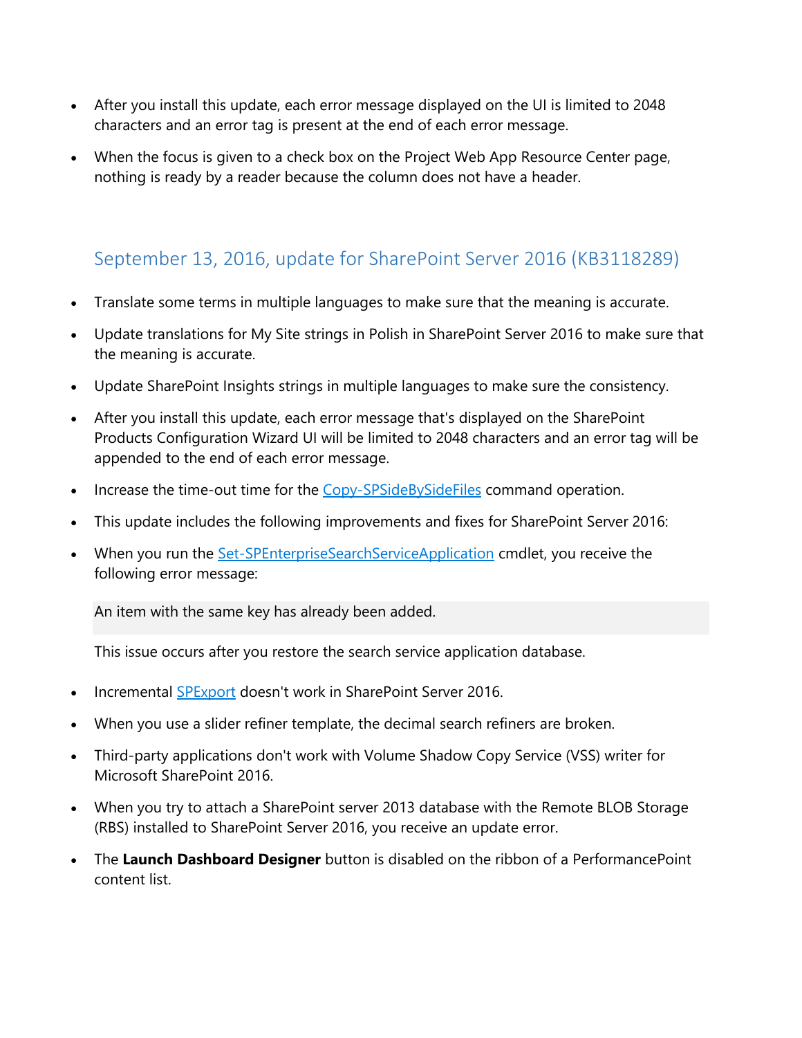- After you install this update, each error message displayed on the UI is limited to 2048 characters and an error tag is present at the end of each error message.
- When the focus is given to a check box on the Project Web App Resource Center page, nothing is ready by a reader because the column does not have a header.

## September 13, 2016, update for SharePoint Server 2016 (KB3118289)

- Translate some terms in multiple languages to make sure that the meaning is accurate.
- Update translations for My Site strings in Polish in SharePoint Server 2016 to make sure that the meaning is accurate.
- Update SharePoint Insights strings in multiple languages to make sure the consistency.
- After you install this update, each error message that's displayed on the SharePoint Products Configuration Wizard UI will be limited to 2048 characters and an error tag will be appended to the end of each error message.
- Increase the time-out time for the [Copy-SPSideBySideFiles](#) command operation.
- This update includes the following improvements and fixes for SharePoint Server 2016:
- When you run the [Set-SPEnterpriseSearchServiceApplication](#) cmdlet, you receive the following error message:

  ```
  An item with the same key has already been added.
  ```

  This issue occurs after you restore the search service application database.
- Incremental [SPExport](#) doesn't work in SharePoint Server 2016.
- When you use a slider refiner template, the decimal search refiners are broken.
- Third-party applications don't work with Volume Shadow Copy Service (VSS) writer for Microsoft SharePoint 2016.
- When you try to attach a SharePoint server 2013 database with the Remote BLOB Storage (RBS) installed to SharePoint Server 2016, you receive an update error.
- The **Launch Dashboard Designer** button is disabled on the ribbon of a PerformancePoint content list.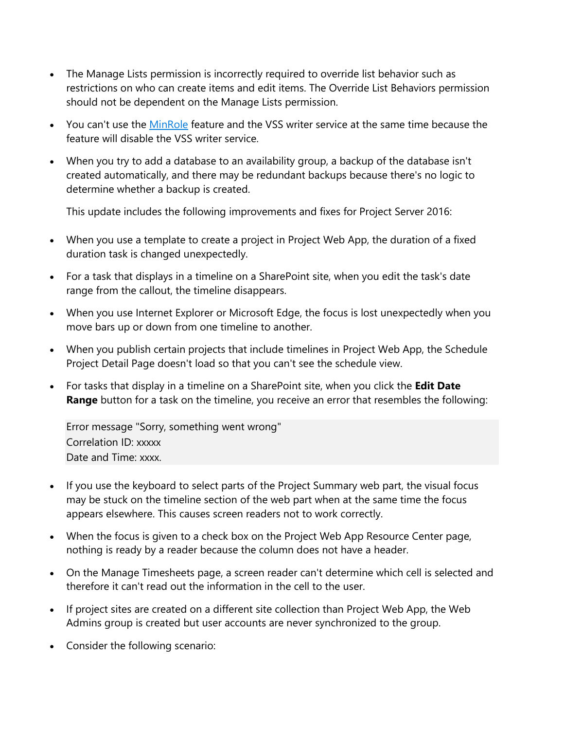- The Manage Lists permission is incorrectly required to override list behavior such as restrictions on who can create items and edit items. The Override List Behaviors permission should not be dependent on the Manage Lists permission.
- You can't use the [MinRole]() feature and the VSS writer service at the same time because the feature will disable the VSS writer service.
- When you try to add a database to an availability group, a backup of the database isn't created automatically, and there may be redundant backups because there's no logic to determine whether a backup is created.

  This update includes the following improvements and fixes for Project Server 2016:

- When you use a template to create a project in Project Web App, the duration of a fixed duration task is changed unexpectedly.
- For a task that displays in a timeline on a SharePoint site, when you edit the task's date range from the callout, the timeline disappears.
- When you use Internet Explorer or Microsoft Edge, the focus is lost unexpectedly when you move bars up or down from one timeline to another.
- When you publish certain projects that include timelines in Project Web App, the Schedule Project Detail Page doesn't load so that you can't see the schedule view.
- For tasks that display in a timeline on a SharePoint site, when you click the **Edit Date Range** button for a task on the timeline, you receive an error that resembles the following:

  ```
  Error message "Sorry, something went wrong"
  Correlation ID: xxxxx
  Date and Time: xxxx.
  ```

- If you use the keyboard to select parts of the Project Summary web part, the visual focus may be stuck on the timeline section of the web part when at the same time the focus appears elsewhere. This causes screen readers not to work correctly.
- When the focus is given to a check box on the Project Web App Resource Center page, nothing is ready by a reader because the column does not have a header.
- On the Manage Timesheets page, a screen reader can't determine which cell is selected and therefore it can't read out the information in the cell to the user.
- If project sites are created on a different site collection than Project Web App, the Web Admins group is created but user accounts are never synchronized to the group.
- Consider the following scenario: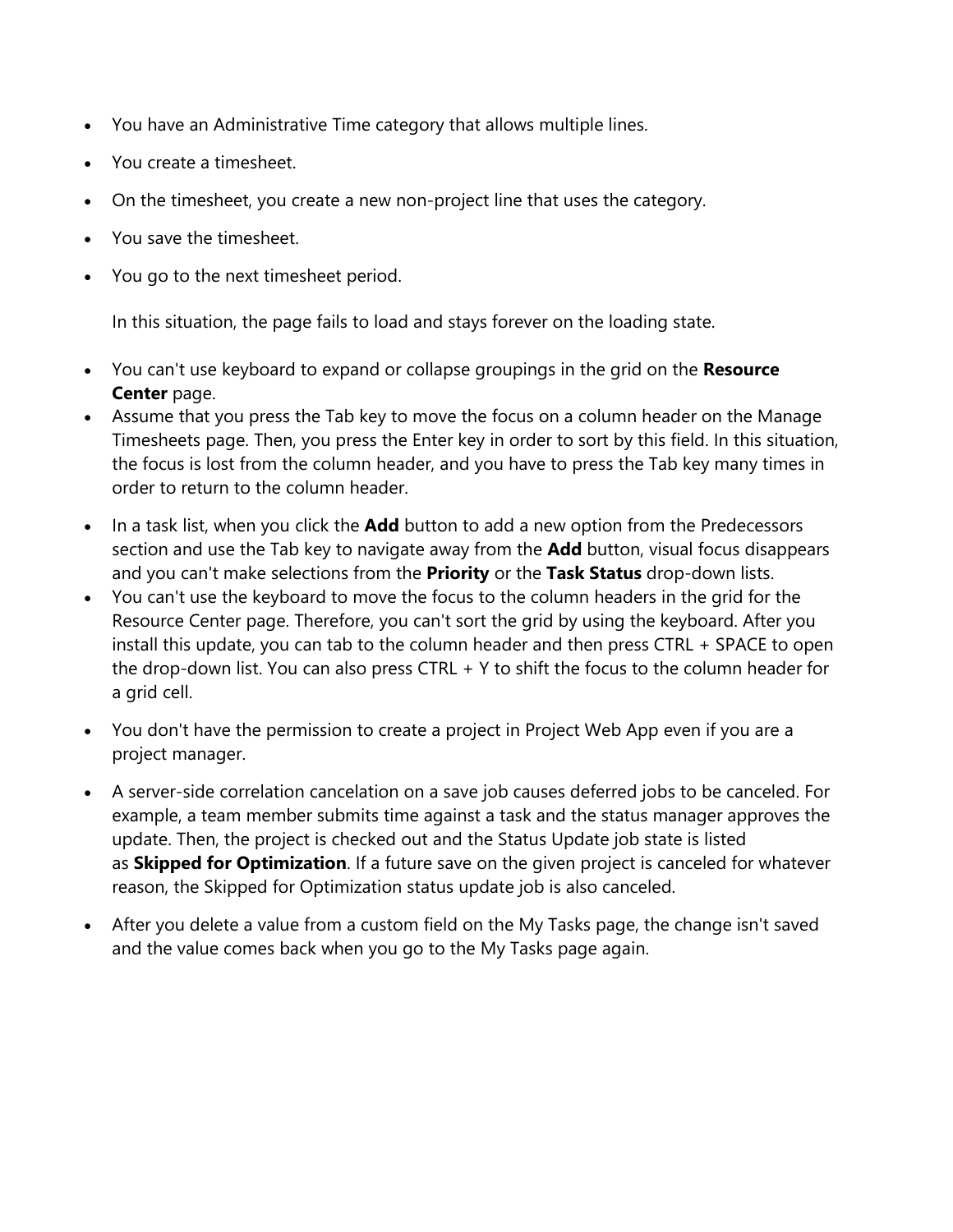- You have an Administrative Time category that allows multiple lines.
- You create a timesheet.
- On the timesheet, you create a new non-project line that uses the category.
- You save the timesheet.
- You go to the next timesheet period.

  In this situation, the page fails to load and stays forever on the loading state.

- You can't use keyboard to expand or collapse groupings in the grid on the **Resource Center** page.
- Assume that you press the Tab key to move the focus on a column header on the Manage Timesheets page. Then, you press the Enter key in order to sort by this field. In this situation, the focus is lost from the column header, and you have to press the Tab key many times in order to return to the column header.
- In a task list, when you click the **Add** button to add a new option from the Predecessors section and use the Tab key to navigate away from the **Add** button, visual focus disappears and you can't make selections from the **Priority** or the **Task Status** drop-down lists.
- You can't use the keyboard to move the focus to the column headers in the grid for the Resource Center page. Therefore, you can't sort the grid by using the keyboard. After you install this update, you can tab to the column header and then press CTRL + SPACE to open the drop-down list. You can also press CTRL + Y to shift the focus to the column header for a grid cell.
- You don't have the permission to create a project in Project Web App even if you are a project manager.
- A server-side correlation cancelation on a save job causes deferred jobs to be canceled. For example, a team member submits time against a task and the status manager approves the update. Then, the project is checked out and the Status Update job state is listed as **Skipped for Optimization**. If a future save on the given project is canceled for whatever reason, the Skipped for Optimization status update job is also canceled.
- After you delete a value from a custom field on the My Tasks page, the change isn't saved and the value comes back when you go to the My Tasks page again.